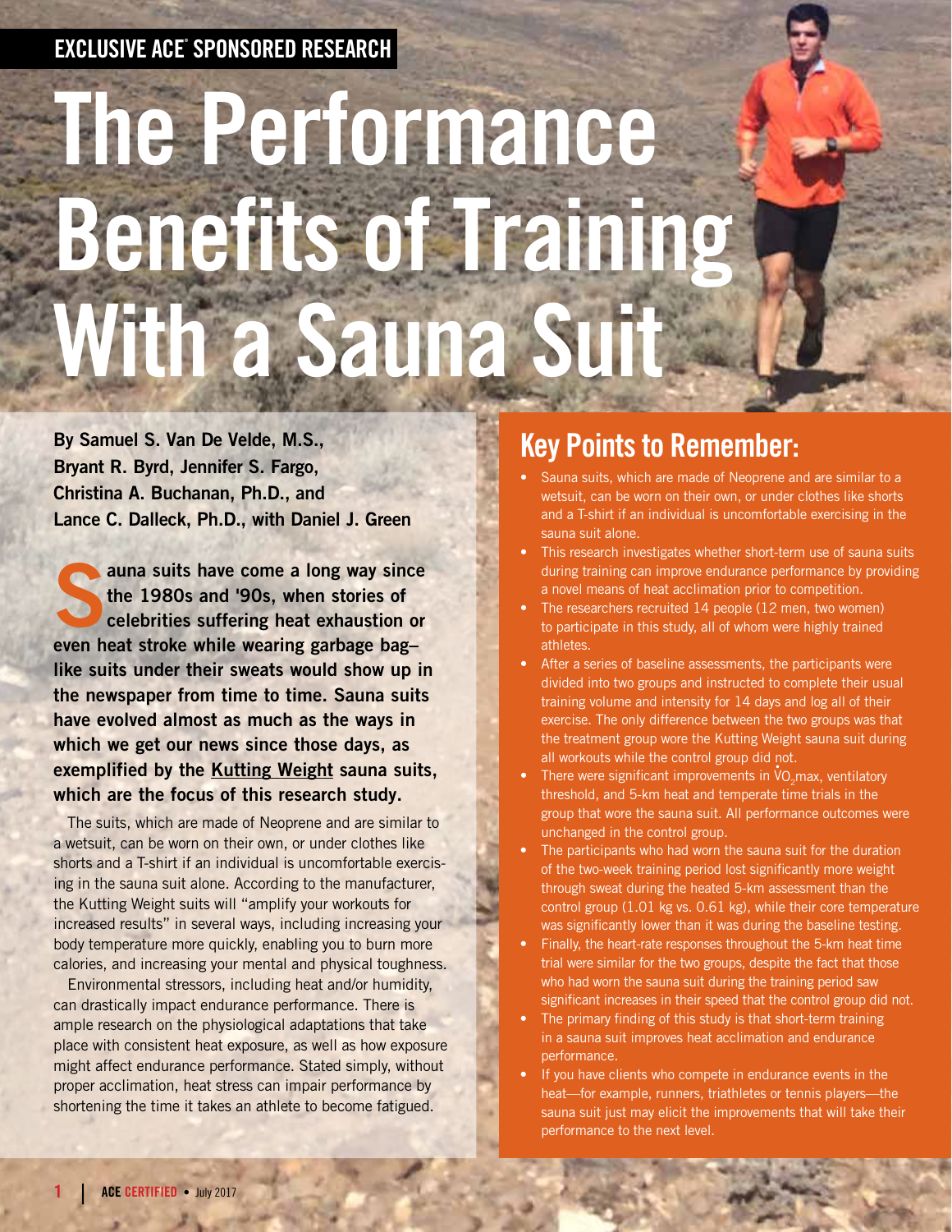EXCLUSIVE ACE® SPONSORED RESEARCH

# The Performance Benefits of Training With a Sauna Suit

**By Samuel S. Van De Velde, M.S., Bryant R. Byrd, Jennifer S. Fargo, Christina A. Buchanan, Ph.D., and Lance C. Dalleck, Ph.D., with Daniel J. Green**

**Sauna suits have come a long way since the 1980s and '90s, when stories of celebrities suffering heat exhaustion or even heat stroke while wearing garbage bag–like suits under their sweats would show up in the newspaper from time to time. Sauna suits have evolved almost as much as the ways in which we get our news since those days, as exemplified by the Kutting Weight sauna suits, which are the focus of this research study.**

The suits, which are made of Neoprene and are similar to a wetsuit, can be worn on their own, or under clothes like shorts and a T-shirt if an individual is uncomfortable exercising in the sauna suit alone. According to the manufacturer, the Kutting Weight suits will "amplify your workouts for increased results" in several ways, including increasing your body temperature more quickly, enabling you to burn more calories, and increasing your mental and physical toughness.

Environmental stressors, including heat and/or humidity, can drastically impact endurance performance. There is ample research on the physiological adaptations that take place with consistent heat exposure, as well as how exposure might affect endurance performance. Stated simply, without proper acclimation, heat stress can impair performance by shortening the time it takes an athlete to become fatigued.

## Key Points to Remember:

- Sauna suits, which are made of Neoprene and are similar to a wetsuit, can be worn on their own, or under clothes like shorts and a T-shirt if an individual is uncomfortable exercising in the sauna suit alone.
- This research investigates whether short-term use of sauna suits during training can improve endurance performance by providing a novel means of heat acclimation prior to competition.
- The researchers recruited 14 people (12 men, two women) to participate in this study, all of whom were highly trained athletes.
- After a series of baseline assessments, the participants were divided into two groups and instructed to complete their usual training volume and intensity for 14 days and log all of their exercise. The only difference between the two groups was that the treatment group wore the Kutting Weight sauna suit during all workouts while the control group did not.
- There were significant improvements in $\dot{V}O_2$max, ventilatory threshold, and 5-km heat and temperate time trials in the group that wore the sauna suit. All performance outcomes were unchanged in the control group.
- The participants who had worn the sauna suit for the duration of the two-week training period lost significantly more weight through sweat during the heated 5-km assessment than the control group (1.01 kg vs. 0.61 kg), while their core temperature was significantly lower than it was during the baseline testing.
- Finally, the heart-rate responses throughout the 5-km heat time trial were similar for the two groups, despite the fact that those who had worn the sauna suit during the training period saw significant increases in their speed that the control group did not.
- The primary finding of this study is that short-term training in a sauna suit improves heat acclimation and endurance performance.
- If you have clients who compete in endurance events in the heat—for example, runners, triathletes or tennis players—the sauna suit just may elicit the improvements that will take their performance to the next level.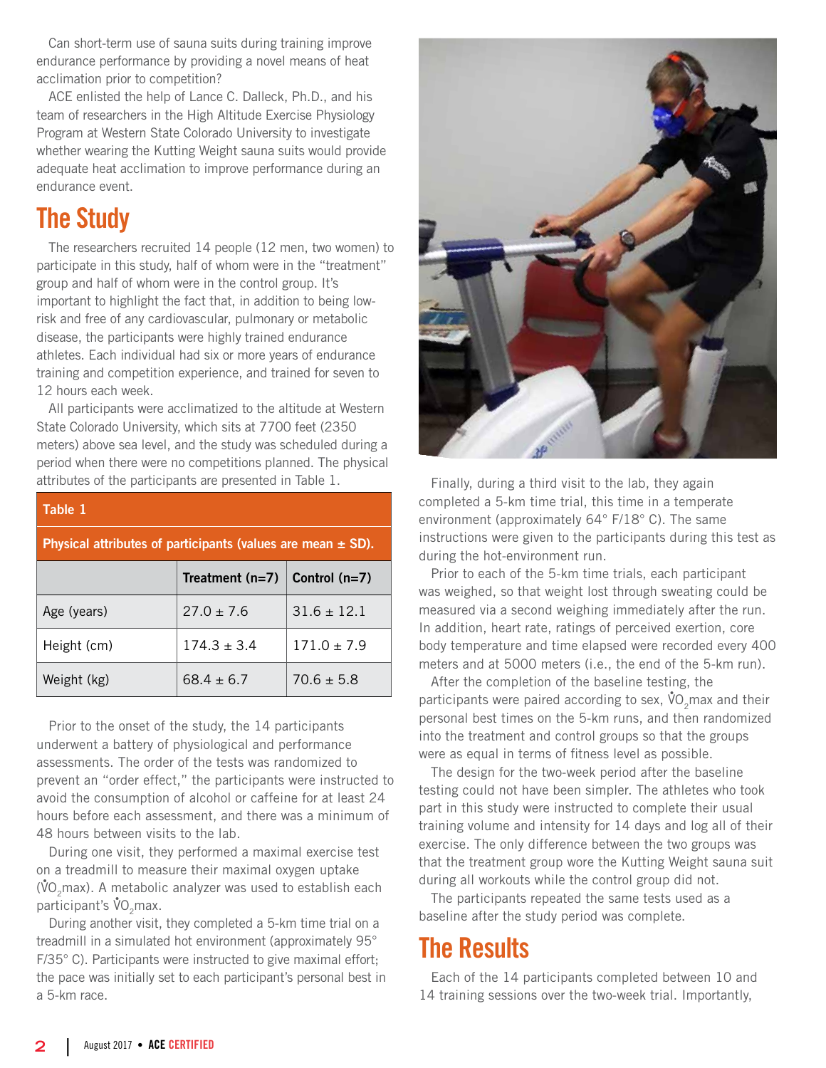Can short-term use of sauna suits during training improve endurance performance by providing a novel means of heat acclimation prior to competition?

ACE enlisted the help of Lance C. Dalleck, Ph.D., and his team of researchers in the High Altitude Exercise Physiology Program at Western State Colorado University to investigate whether wearing the Kutting Weight sauna suits would provide adequate heat acclimation to improve performance during an endurance event.

## The Study

The researchers recruited 14 people (12 men, two women) to participate in this study, half of whom were in the "treatment" group and half of whom were in the control group. It's important to highlight the fact that, in addition to being low-risk and free of any cardiovascular, pulmonary or metabolic disease, the participants were highly trained endurance athletes. Each individual had six or more years of endurance training and competition experience, and trained for seven to 12 hours each week.

All participants were acclimatized to the altitude at Western State Colorado University, which sits at 7700 feet (2350 meters) above sea level, and the study was scheduled during a period when there were no competitions planned. The physical attributes of the participants are presented in Table 1.

**Table 1**

**Physical attributes of participants (values are mean ± SD).**

| | Treatment (n=7) | Control (n=7) |
|---|---|---|
| Age (years) | 27.0 ± 7.6 | 31.6 ± 12.1 |
| Height (cm) | 174.3 ± 3.4 | 171.0 ± 7.9 |
| Weight (kg) | 68.4 ± 6.7 | 70.6 ± 5.8 |

Prior to the onset of the study, the 14 participants underwent a battery of physiological and performance assessments. The order of the tests was randomized to prevent an "order effect," the participants were instructed to avoid the consumption of alcohol or caffeine for at least 24 hours before each assessment, and there was a minimum of 48 hours between visits to the lab.

During one visit, they performed a maximal exercise test on a treadmill to measure their maximal oxygen uptake ($\dot{V}O_2$max). A metabolic analyzer was used to establish each participant's $\dot{V}O_2$max.

During another visit, they completed a 5-km time trial on a treadmill in a simulated hot environment (approximately 95° F/35° C). Participants were instructed to give maximal effort; the pace was initially set to each participant's personal best in a 5-km race.

Finally, during a third visit to the lab, they again completed a 5-km time trial, this time in a temperate environment (approximately 64° F/18° C). The same instructions were given to the participants during this test as during the hot-environment run.

Prior to each of the 5-km time trials, each participant was weighed, so that weight lost through sweating could be measured via a second weighing immediately after the run. In addition, heart rate, ratings of perceived exertion, core body temperature and time elapsed were recorded every 400 meters and at 5000 meters (i.e., the end of the 5-km run).

After the completion of the baseline testing, the participants were paired according to sex, $\dot{V}O_2$max and their personal best times on the 5-km runs, and then randomized into the treatment and control groups so that the groups were as equal in terms of fitness level as possible.

The design for the two-week period after the baseline testing could not have been simpler. The athletes who took part in this study were instructed to complete their usual training volume and intensity for 14 days and log all of their exercise. The only difference between the two groups was that the treatment group wore the Kutting Weight sauna suit during all workouts while the control group did not.

The participants repeated the same tests used as a baseline after the study period was complete.

## The Results

Each of the 14 participants completed between 10 and 14 training sessions over the two-week trial. Importantly,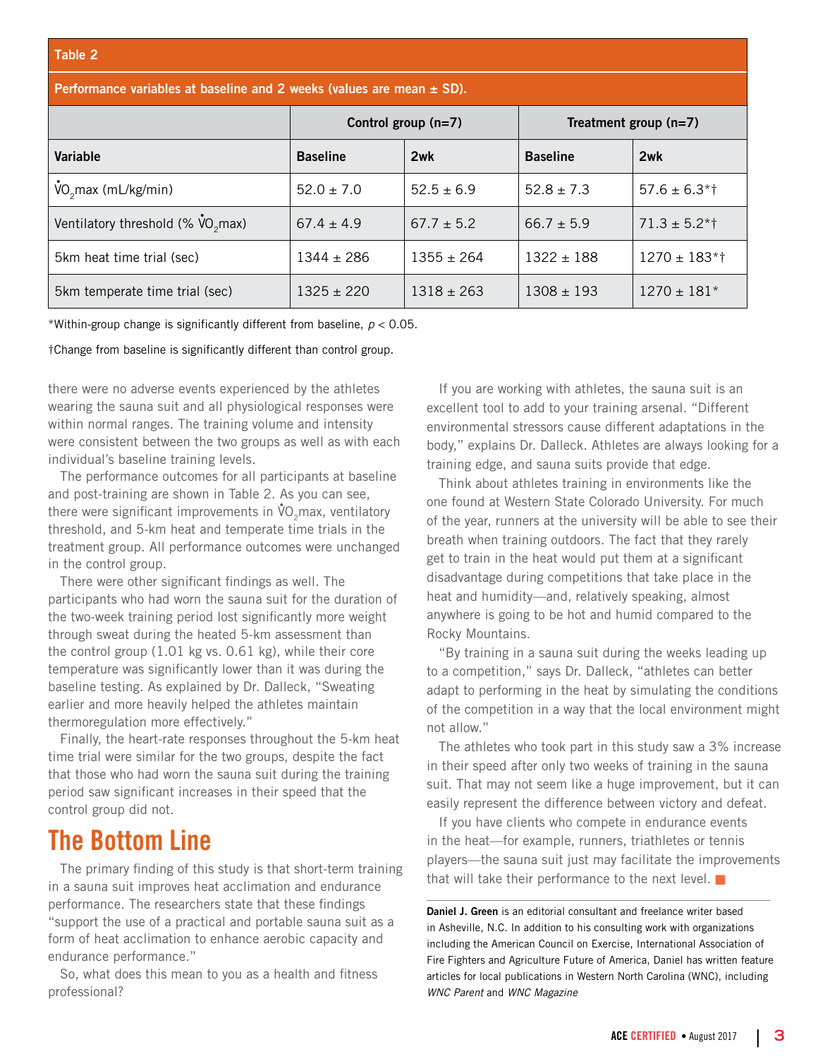**Table 2**

**Performance variables at baseline and 2 weeks (values are mean ± SD).**

| | Control group (n=7) | | Treatment group (n=7) | |
|---|---|---|---|---|
| **Variable** | **Baseline** | **2wk** | **Baseline** | **2wk** |
| $\dot{V}O_2max$ (mL/kg/min) | 52.0 ± 7.0 | 52.5 ± 6.9 | 52.8 ± 7.3 | 57.6 ± 6.3*† |
| Ventilatory threshold (% $\dot{V}O_2max$) | 67.4 ± 4.9 | 67.7 ± 5.2 | 66.7 ± 5.9 | 71.3 ± 5.2*† |
| 5km heat time trial (sec) | 1344 ± 286 | 1355 ± 264 | 1322 ± 188 | 1270 ± 183*† |
| 5km temperate time trial (sec) | 1325 ± 220 | 1318 ± 263 | 1308 ± 193 | 1270 ± 181* |

*Within-group change is significantly different from baseline, $p < 0.05$.

†Change from baseline is significantly different than control group.

there were no adverse events experienced by the athletes wearing the sauna suit and all physiological responses were within normal ranges. The training volume and intensity were consistent between the two groups as well as with each individual's baseline training levels.

The performance outcomes for all participants at baseline and post-training are shown in Table 2. As you can see, there were significant improvements in $\dot{V}O_2max$, ventilatory threshold, and 5-km heat and temperate time trials in the treatment group. All performance outcomes were unchanged in the control group.

There were other significant findings as well. The participants who had worn the sauna suit for the duration of the two-week training period lost significantly more weight through sweat during the heated 5-km assessment than the control group (1.01 kg vs. 0.61 kg), while their core temperature was significantly lower than it was during the baseline testing. As explained by Dr. Dalleck, "Sweating earlier and more heavily helped the athletes maintain thermoregulation more effectively."

Finally, the heart-rate responses throughout the 5-km heat time trial were similar for the two groups, despite the fact that those who had worn the sauna suit during the training period saw significant increases in their speed that the control group did not.

## The Bottom Line

The primary finding of this study is that short-term training in a sauna suit improves heat acclimation and endurance performance. The researchers state that these findings "support the use of a practical and portable sauna suit as a form of heat acclimation to enhance aerobic capacity and endurance performance."

So, what does this mean to you as a health and fitness professional?

If you are working with athletes, the sauna suit is an excellent tool to add to your training arsenal. "Different environmental stressors cause different adaptations in the body," explains Dr. Dalleck. Athletes are always looking for a training edge, and sauna suits provide that edge.

Think about athletes training in environments like the one found at Western State Colorado University. For much of the year, runners at the university will be able to see their breath when training outdoors. The fact that they rarely get to train in the heat would put them at a significant disadvantage during competitions that take place in the heat and humidity—and, relatively speaking, almost anywhere is going to be hot and humid compared to the Rocky Mountains.

"By training in a sauna suit during the weeks leading up to a competition," says Dr. Dalleck, "athletes can better adapt to performing in the heat by simulating the conditions of the competition in a way that the local environment might not allow."

The athletes who took part in this study saw a 3% increase in their speed after only two weeks of training in the sauna suit. That may not seem like a huge improvement, but it can easily represent the difference between victory and defeat.

If you have clients who compete in endurance events in the heat—for example, runners, triathletes or tennis players—the sauna suit just may facilitate the improvements that will take their performance to the next level. ■

---

**Daniel J. Green** is an editorial consultant and freelance writer based in Asheville, N.C. In addition to his consulting work with organizations including the American Council on Exercise, International Association of Fire Fighters and Agriculture Future of America, Daniel has written feature articles for local publications in Western North Carolina (WNC), including *WNC Parent* and *WNC Magazine*